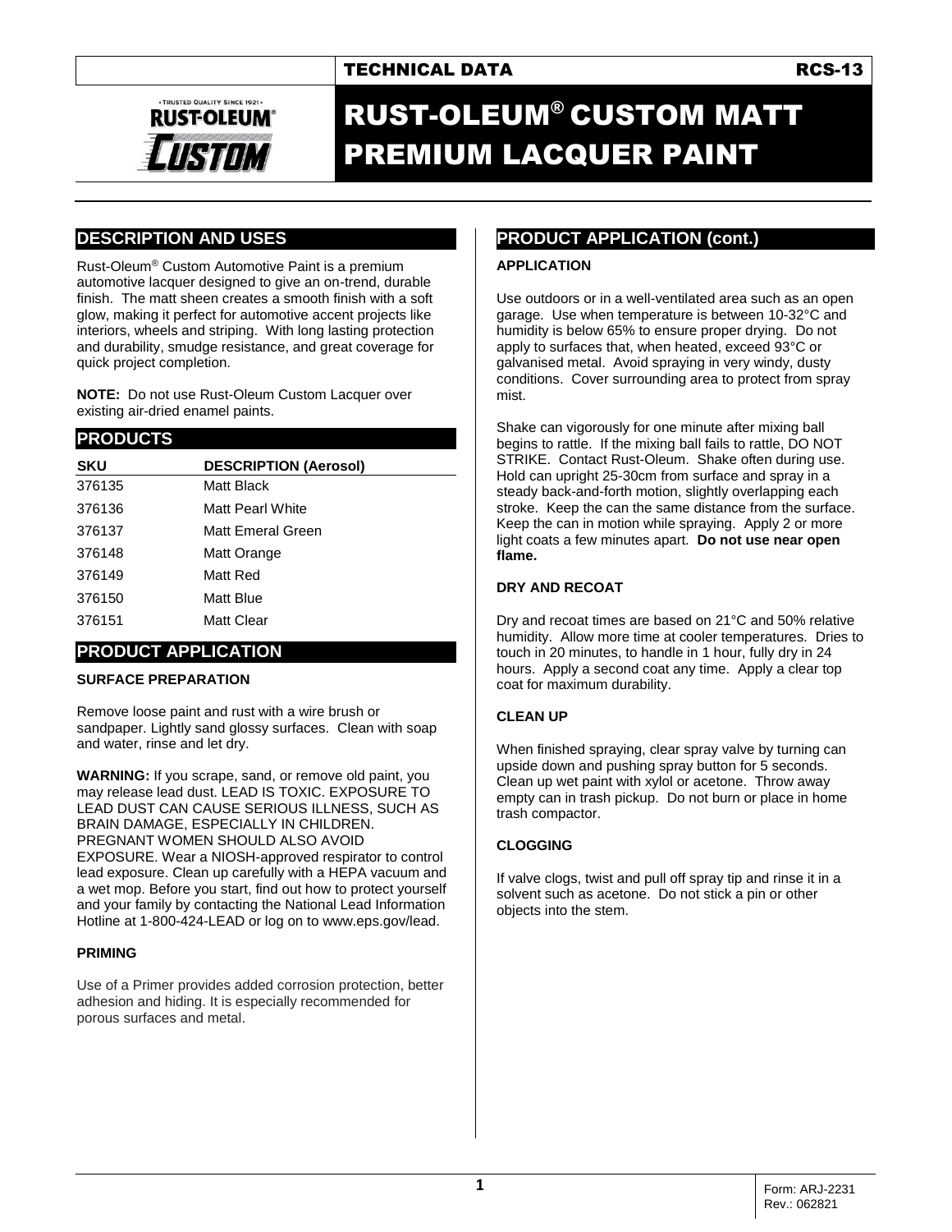TECHNICAL DATA RCS-13

# RUST-OLEUM® CUSTOM MATT PREMIUM LACQUER PAINT

## DESCRIPTION AND USES

Rust-Oleum® Custom Automotive Paint is a premium automotive lacquer designed to give an on-trend, durable finish. The matt sheen creates a smooth finish with a soft glow, making it perfect for automotive accent projects like interiors, wheels and striping. With long lasting protection and durability, smudge resistance, and great coverage for quick project completion.

**NOTE:** Do not use Rust-Oleum Custom Lacquer over existing air-dried enamel paints.

## PRODUCTS

| SKU | DESCRIPTION (Aerosol) |
|---|---|
| 376135 | Matt Black |
| 376136 | Matt Pearl White |
| 376137 | Matt Emeral Green |
| 376148 | Matt Orange |
| 376149 | Matt Red |
| 376150 | Matt Blue |
| 376151 | Matt Clear |

## PRODUCT APPLICATION

### SURFACE PREPARATION

Remove loose paint and rust with a wire brush or sandpaper. Lightly sand glossy surfaces. Clean with soap and water, rinse and let dry.

**WARNING:** If you scrape, sand, or remove old paint, you may release lead dust. LEAD IS TOXIC. EXPOSURE TO LEAD DUST CAN CAUSE SERIOUS ILLNESS, SUCH AS BRAIN DAMAGE, ESPECIALLY IN CHILDREN. PREGNANT WOMEN SHOULD ALSO AVOID EXPOSURE. Wear a NIOSH-approved respirator to control lead exposure. Clean up carefully with a HEPA vacuum and a wet mop. Before you start, find out how to protect yourself and your family by contacting the National Lead Information Hotline at 1-800-424-LEAD or log on to www.eps.gov/lead.

### PRIMING

Use of a Primer provides added corrosion protection, better adhesion and hiding. It is especially recommended for porous surfaces and metal.

## PRODUCT APPLICATION (cont.)

### APPLICATION

Use outdoors or in a well-ventilated area such as an open garage. Use when temperature is between 10-32°C and humidity is below 65% to ensure proper drying. Do not apply to surfaces that, when heated, exceed 93°C or galvanised metal. Avoid spraying in very windy, dusty conditions. Cover surrounding area to protect from spray mist.

Shake can vigorously for one minute after mixing ball begins to rattle. If the mixing ball fails to rattle, DO NOT STRIKE. Contact Rust-Oleum. Shake often during use. Hold can upright 25-30cm from surface and spray in a steady back-and-forth motion, slightly overlapping each stroke. Keep the can the same distance from the surface. Keep the can in motion while spraying. Apply 2 or more light coats a few minutes apart. **Do not use near open flame.**

### DRY AND RECOAT

Dry and recoat times are based on 21°C and 50% relative humidity. Allow more time at cooler temperatures. Dries to touch in 20 minutes, to handle in 1 hour, fully dry in 24 hours. Apply a second coat any time. Apply a clear top coat for maximum durability.

### CLEAN UP

When finished spraying, clear spray valve by turning can upside down and pushing spray button for 5 seconds. Clean up wet paint with xylol or acetone. Throw away empty can in trash pickup. Do not burn or place in home trash compactor.

### CLOGGING

If valve clogs, twist and pull off spray tip and rinse it in a solvent such as acetone. Do not stick a pin or other objects into the stem.

Form: ARJ-2231
Rev.: 062821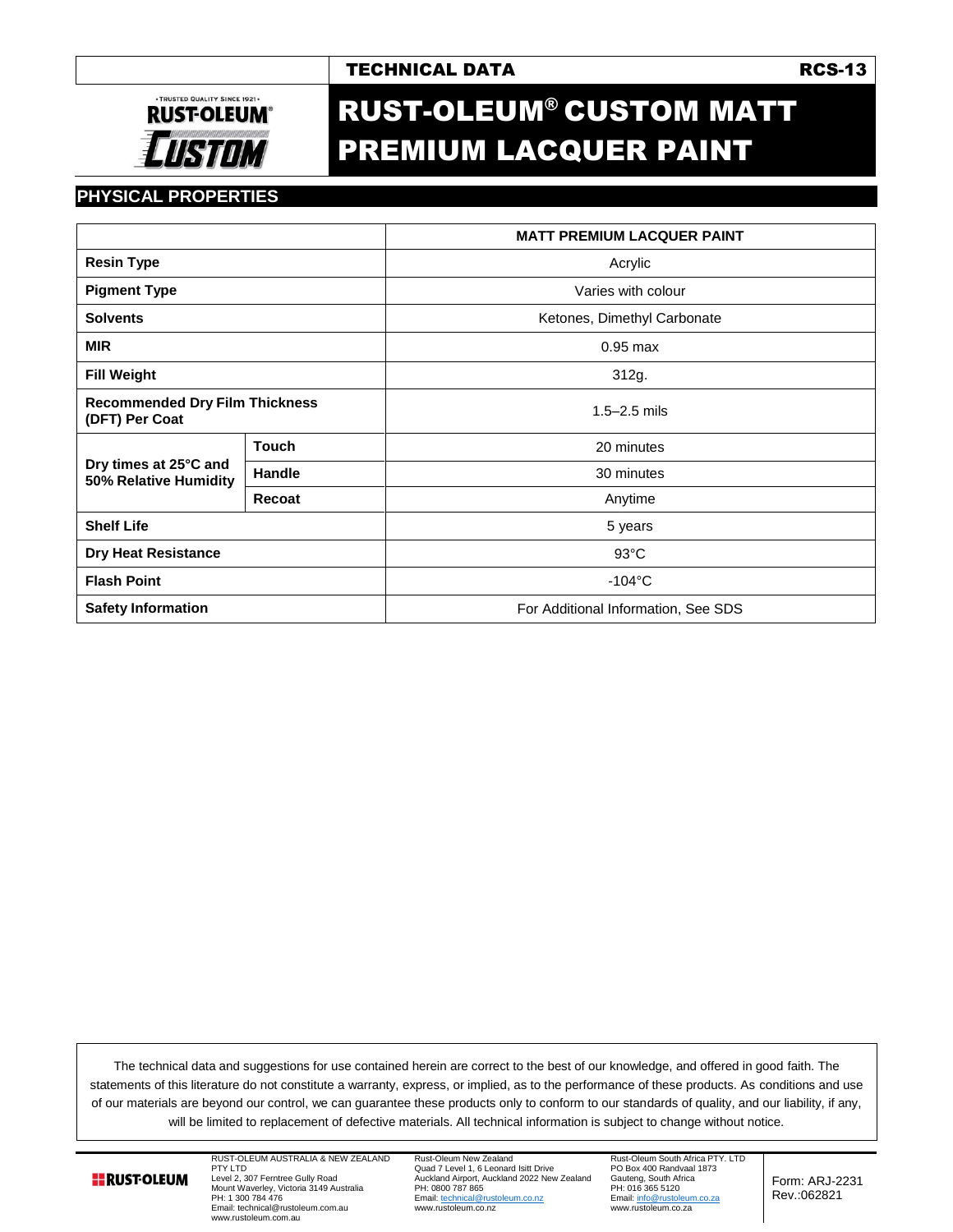# RUST-OLEUM® CUSTOM MATT PREMIUM LACQUER PAINT

TECHNICAL DATA RCS-13

## PHYSICAL PROPERTIES

| | | MATT PREMIUM LACQUER PAINT |
|---|---|---|
| **Resin Type** | | Acrylic |
| **Pigment Type** | | Varies with colour |
| **Solvents** | | Ketones, Dimethyl Carbonate |
| **MIR** | | 0.95 max |
| **Fill Weight** | | 312g. |
| **Recommended Dry Film Thickness (DFT) Per Coat** | | 1.5–2.5 mils |
| **Dry times at 25°C and 50% Relative Humidity** | **Touch** | 20 minutes |
| | **Handle** | 30 minutes |
| | **Recoat** | Anytime |
| **Shelf Life** | | 5 years |
| **Dry Heat Resistance** | | 93°C |
| **Flash Point** | | -104°C |
| **Safety Information** | | For Additional Information, See SDS |

The technical data and suggestions for use contained herein are correct to the best of our knowledge, and offered in good faith. The statements of this literature do not constitute a warranty, express, or implied, as to the performance of these products. As conditions and use of our materials are beyond our control, we can guarantee these products only to conform to our standards of quality, and our liability, if any, will be limited to replacement of defective materials. All technical information is subject to change without notice.

RUST-OLEUM AUSTRALIA & NEW ZEALAND PTY LTD
Level 2, 307 Ferntree Gully Road
Mount Waverley, Victoria 3149 Australia
PH: 1 300 784 476
Email: technical@rustoleum.com.au
www.rustoleum.com.au

Rust-Oleum New Zealand
Quad 7 Level 1, 6 Leonard Isitt Drive
Auckland Airport, Auckland 2022 New Zealand
PH: 0800 787 865
Email: technical@rustoleum.co.nz
www.rustoleum.co.nz

Rust-Oleum South Africa PTY. LTD
PO Box 400 Randvaal 1873
Gauteng, South Africa
PH: 016 365 5120
Email: info@rustoleum.co.za
www.rustoleum.co.za

Form: ARJ-2231
Rev.:062821